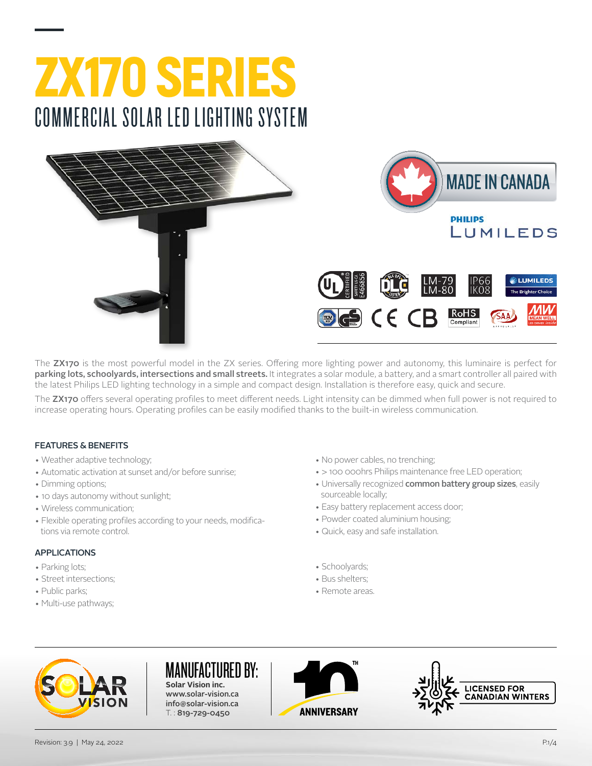# ZX170 SERIES

## COMMERCIAL SOLAR LED LIGHTING SYSTEM

MADE IN CANADA

PHILIPS LUMILEDS

The **ZX170** is the most powerful model in the ZX series. Offering more lighting power and autonomy, this luminaire is perfect for **parking lots, schoolyards, intersections and small streets.** It integrates a solar module, a battery, and a smart controller all paired with the latest Philips LED lighting technology in a simple and compact design. Installation is therefore easy, quick and secure.

The **ZX170** offers several operating profiles to meet different needs. Light intensity can be dimmed when full power is not required to increase operating hours. Operating profiles can be easily modified thanks to the built-in wireless communication.

### FEATURES & BENEFITS

- Weather adaptive technology;
- Automatic activation at sunset and/or before sunrise;
- Dimming options;
- 10 days autonomy without sunlight;
- Wireless communication;
- Flexible operating profiles according to your needs, modifications via remote control.
- No power cables, no trenching;
- > 100 000hrs Philips maintenance free LED operation;
- Universally recognized **common battery group sizes**, easily sourceable locally;
- Easy battery replacement access door;
- Powder coated aluminium housing;
- Quick, easy and safe installation.

### APPLICATIONS

- Parking lots;
- Street intersections;
- Public parks;
- Multi-use pathways;
- Schoolyards;
- Bus shelters;
- Remote areas.

MANUFACTURED BY:
**Solar Vision inc.**
**www.solar-vision.ca**
**info@solar-vision.ca**
T. : **819-729-0450**

10TH ANNIVERSARY

LICENSED FOR CANADIAN WINTERS

Revision: 3.9 | May 24, 2022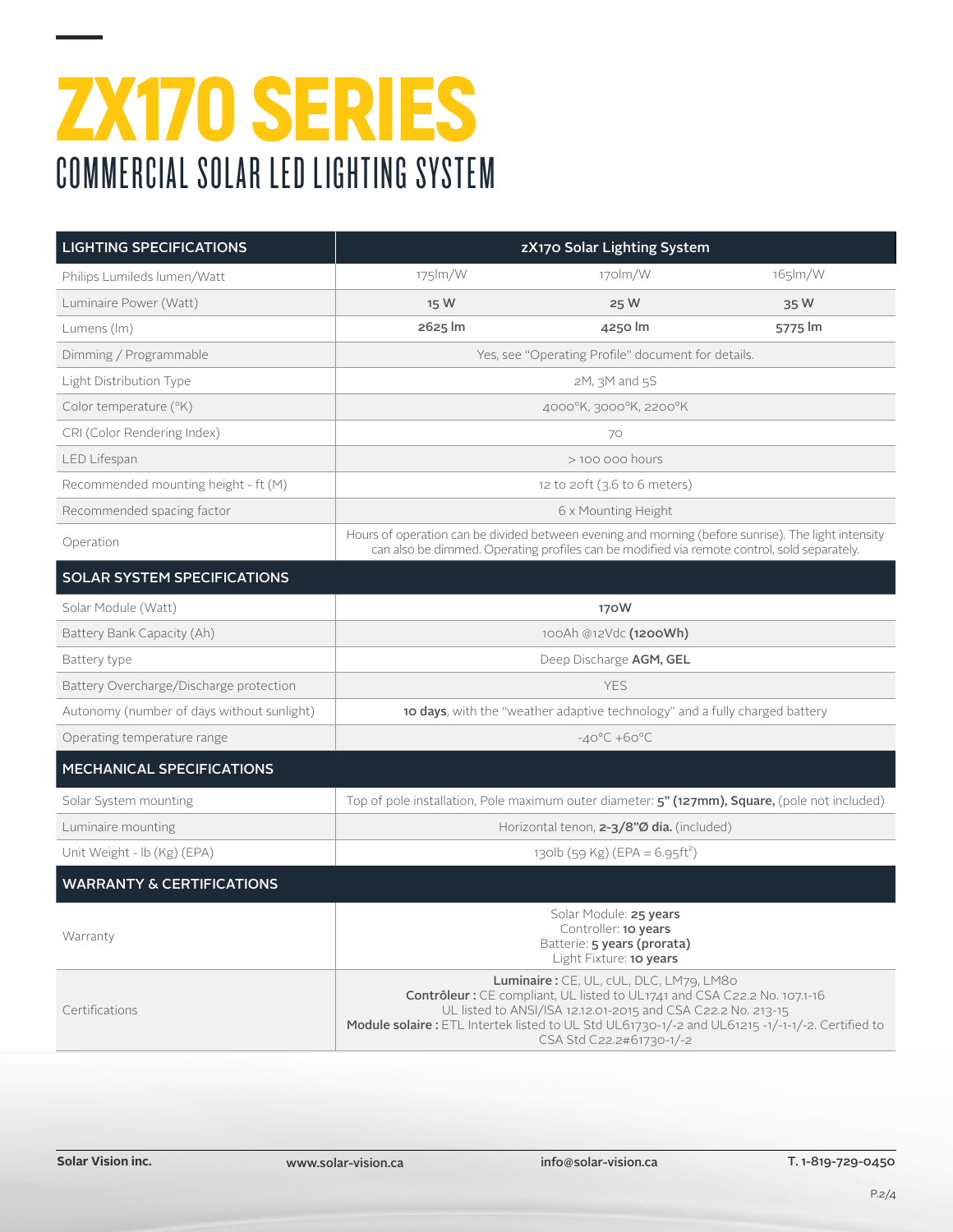# ZX170 SERIES

## COMMERCIAL SOLAR LED LIGHTING SYSTEM

| LIGHTING SPECIFICATIONS | zX170 Solar Lighting System | | |
|---|---|---|---|
| Philips Lumileds lumen/Watt | 175lm/W | 170lm/W | 165lm/W |
| Luminaire Power (Watt) | **15 W** | **25 W** | **35 W** |
| Lumens (lm) | **2625 lm** | **4250 lm** | **5775 lm** |
| Dimming / Programmable | Yes, see "Operating Profile" document for details. | | |
| Light Distribution Type | 2M, 3M and 5S | | |
| Color temperature (°K) | 4000°K, 3000°K, 2200°K | | |
| CRI (Color Rendering Index) | 70 | | |
| LED Lifespan | > 100 000 hours | | |
| Recommended mounting height - ft (M) | 12 to 20ft (3.6 to 6 meters) | | |
| Recommended spacing factor | 6 x Mounting Height | | |
| Operation | Hours of operation can be divided between evening and morning (before sunrise). The light intensity can also be dimmed. Operating profiles can be modified via remote control, sold separately. | | |
| **SOLAR SYSTEM SPECIFICATIONS** | | | |
| Solar Module (Watt) | **170W** | | |
| Battery Bank Capacity (Ah) | 100Ah @12Vdc **(1200Wh)** | | |
| Battery type | Deep Discharge **AGM, GEL** | | |
| Battery Overcharge/Discharge protection | YES | | |
| Autonomy (number of days without sunlight) | **10 days**, with the "weather adaptive technology" and a fully charged battery | | |
| Operating temperature range | -40°C +60°C | | |
| **MECHANICAL SPECIFICATIONS** | | | |
| Solar System mounting | Top of pole installation, Pole maximum outer diameter: **5" (127mm), Square,** (pole not included) | | |
| Luminaire mounting | Horizontal tenon, **2-3/8"Ø dia.** (included) | | |
| Unit Weight - lb (Kg) (EPA) | 130lb (59 Kg) (EPA = 6.95ft$^2$) | | |
| **WARRANTY & CERTIFICATIONS** | | | |
| Warranty | Solar Module: **25 years**<br>Controller: **10 years**<br>Batterie: **5 years (prorata)**<br>Light Fixture: **10 years** | | |
| Certifications | **Luminaire :** CE, UL, cUL, DLC, LM79, LM80<br>**Contrôleur :** CE compliant, UL listed to UL1741 and CSA C22.2 No. 107.1-16 UL listed to ANSI/ISA 12.12.01-2015 and CSA C22.2 No. 213-15<br>**Module solaire :** ETL Intertek listed to UL Std UL61730-1/-2 and UL61215 -1/-1-1/-2. Certified to CSA Std C22.2#61730-1/-2 | | |

**Solar Vision inc.** | www.solar-vision.ca | info@solar-vision.ca | T. 1-819-729-0450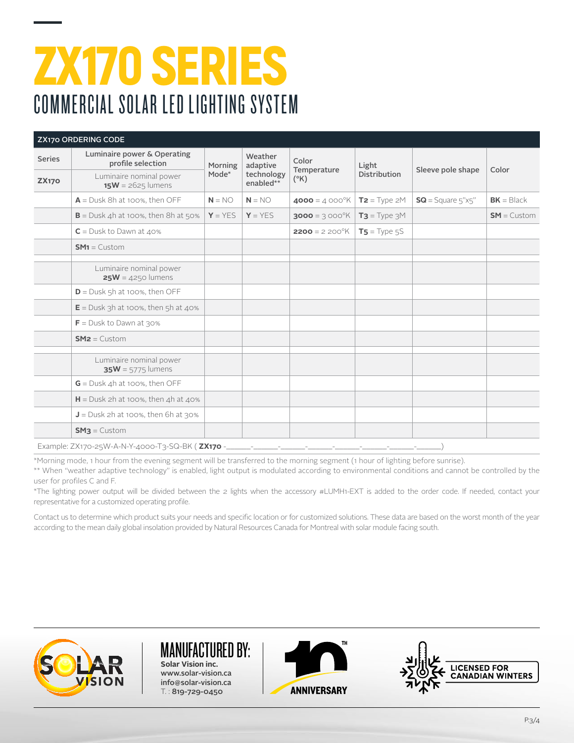# ZX170 SERIES

## COMMERCIAL SOLAR LED LIGHTING SYSTEM

| ZX170 ORDERING CODE | | | | | | | |
|---|---|---|---|---|---|---|---|
| Series | Luminaire power & Operating profile selection | Morning Mode* | Weather adaptive technology enabled** | Color Temperature (°K) | Light Distribution | Sleeve pole shape | Color |
| **ZX170** | Luminaire nominal power **15W** = 2625 lumens | | | | | | |
| | **A** = Dusk 8h at 100%, then OFF | **N** = NO | **N** = NO | **4000** = 4 000°K | **T2** = Type 2M | **SQ** = Square 5"x5" | **BK** = Black |
| | **B** = Dusk 4h at 100%, then 8h at 50% | **Y** = YES | **Y** = YES | **3000** = 3 000°K | **T3** = Type 3M | | **SM** = Custom |
| | **C** = Dusk to Dawn at 40% | | | **2200** = 2 200°K | **T5** = Type 5S | | |
| | **SM1** = Custom | | | | | | |
| | | | | | | | |
| | Luminaire nominal power **25W** = 4250 lumens | | | | | | |
| | **D** = Dusk 5h at 100%, then OFF | | | | | | |
| | **E** = Dusk 3h at 100%, then 5h at 40% | | | | | | |
| | **F** = Dusk to Dawn at 30% | | | | | | |
| | **SM2** = Custom | | | | | | |
| | | | | | | | |
| | Luminaire nominal power **35W** = 5775 lumens | | | | | | |
| | **G** = Dusk 4h at 100%, then OFF | | | | | | |
| | **H** = Dusk 2h at 100%, then 4h at 40% | | | | | | |
| | **J** = Dusk 2h at 100%, then 6h at 30% | | | | | | |
| | **SM3** = Custom | | | | | | |

Example: ZX170-25W-A-N-Y-4000-T3-SQ-BK ( **ZX170** -\_\_\_\_\_-\_\_\_\_\_-\_\_\_\_\_-\_\_\_\_\_-\_\_\_\_\_-\_\_\_\_\_-\_\_\_\_\_-\_\_\_\_\_)

*Morning mode, 1 hour from the evening segment will be transferred to the morning segment (1 hour of lighting before sunrise).

** When "weather adaptive technology" is enabled, light output is modulated according to environmental conditions and cannot be controlled by the user for profiles C and F.

*The lighting power output will be divided between the 2 lights when the accessory #LUMH1-EXT is added to the order code. If needed, contact your representative for a customized operating profile.

Contact us to determine which product suits your needs and specific location or for customized solutions. These data are based on the worst month of the year according to the mean daily global insolation provided by Natural Resources Canada for Montreal with solar module facing south.

SOLAR VISION

MANUFACTURED BY:
Solar Vision inc.
www.solar-vision.ca
info@solar-vision.ca
T. : 819-729-0450

10TH ANNIVERSARY

LICENSED FOR CANADIAN WINTERS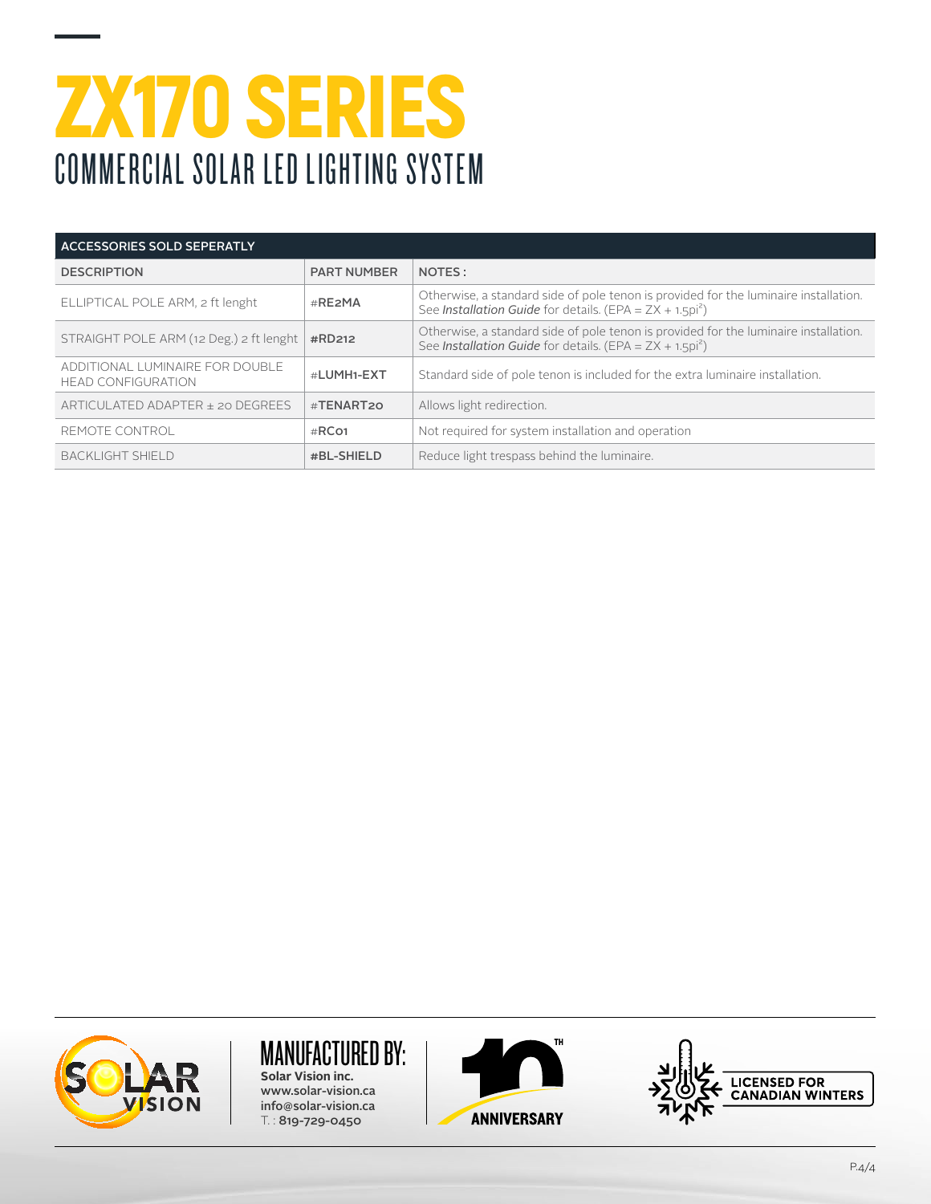# ZX170 SERIES

## COMMERCIAL SOLAR LED LIGHTING SYSTEM

| ACCESSORIES SOLD SEPERATLY | | |
|---|---|---|
| DESCRIPTION | PART NUMBER | NOTES : |
| ELLIPTICAL POLE ARM, 2 ft lenght | #**RE2MA** | Otherwise, a standard side of pole tenon is provided for the luminaire installation. See ***Installation Guide*** for details. (EPA = ZX + 1.5pi²) |
| STRAIGHT POLE ARM (12 Deg.) 2 ft lenght | **#RD212** | Otherwise, a standard side of pole tenon is provided for the luminaire installation. See ***Installation Guide*** for details. (EPA = ZX + 1.5pi²) |
| ADDITIONAL LUMINAIRE FOR DOUBLE HEAD CONFIGURATION | #**LUMH1-EXT** | Standard side of pole tenon is included for the extra luminaire installation. |
| ARTICULATED ADAPTER ± 20 DEGREES | #**TENART20** | Allows light redirection. |
| REMOTE CONTROL | #**RC01** | Not required for system installation and operation |
| BACKLIGHT SHIELD | **#BL-SHIELD** | Reduce light trespass behind the luminaire. |

MANUFACTURED BY:
**Solar Vision inc.**
**www.solar-vision.ca**
**info@solar-vision.ca**
T. : **819-729-0450**

10TH ANNIVERSARY

LICENSED FOR CANADIAN WINTERS